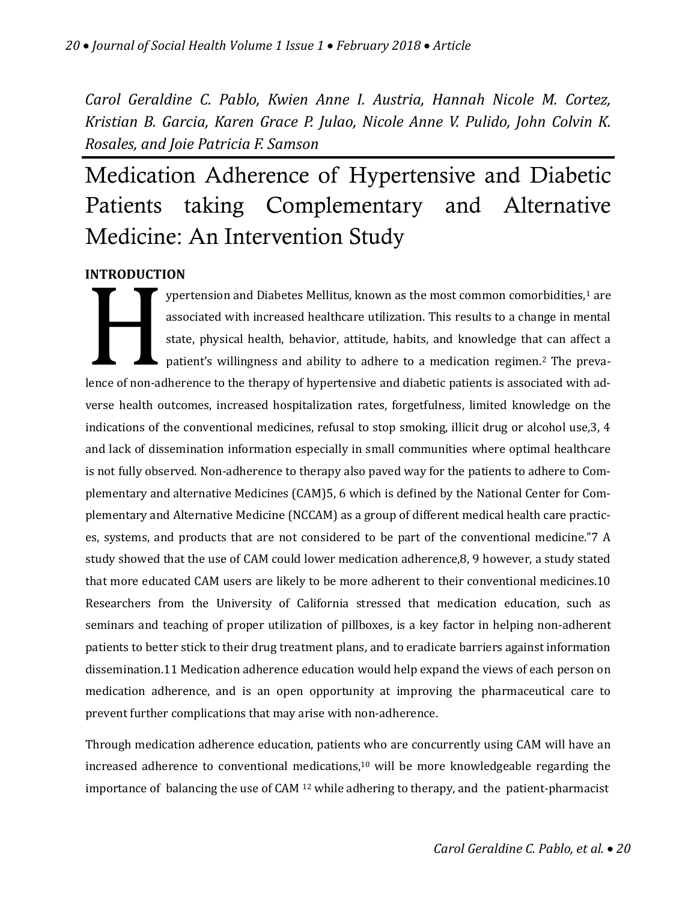*Carol Geraldine C. Pablo, Kwien Anne I. Austria, Hannah Nicole M. Cortez, Kristian B. Garcia, Karen Grace P. Julao, Nicole Anne V. Pulido, John Colvin K. Rosales, and Joie Patricia F. Samson*

# Medication Adherence of Hypertensive and Diabetic Patients taking Complementary and Alternative Medicine: An Intervention Study

## INTRODUCTION

Hypertension and Diabetes Mellitus, known as the most common comorbidities,[1] are associated with increased healthcare utilization. This results to a change in mental state, physical health, behavior, attitude, habits, and knowledge that can affect a patient's willingness and ability to adhere to a medication regimen.[2] The prevalence of non-adherence to the therapy of hypertensive and diabetic patients is associated with adverse health outcomes, increased hospitalization rates, forgetfulness, limited knowledge on the indications of the conventional medicines, refusal to stop smoking, illicit drug or alcohol use,3, 4 and lack of dissemination information especially in small communities where optimal healthcare is not fully observed. Non-adherence to therapy also paved way for the patients to adhere to Complementary and alternative Medicines (CAM)5, 6 which is defined by the National Center for Complementary and Alternative Medicine (NCCAM) as a group of different medical health care practices, systems, and products that are not considered to be part of the conventional medicine."7 A study showed that the use of CAM could lower medication adherence,8, 9 however, a study stated that more educated CAM users are likely to be more adherent to their conventional medicines.10 Researchers from the University of California stressed that medication education, such as seminars and teaching of proper utilization of pillboxes, is a key factor in helping non-adherent patients to better stick to their drug treatment plans, and to eradicate barriers against information dissemination.11 Medication adherence education would help expand the views of each person on medication adherence, and is an open opportunity at improving the pharmaceutical care to prevent further complications that may arise with non-adherence.

Through medication adherence education, patients who are concurrently using CAM will have an increased adherence to conventional medications,[10] will be more knowledgeable regarding the importance of balancing the use of CAM [12] while adhering to therapy, and the patient-pharmacist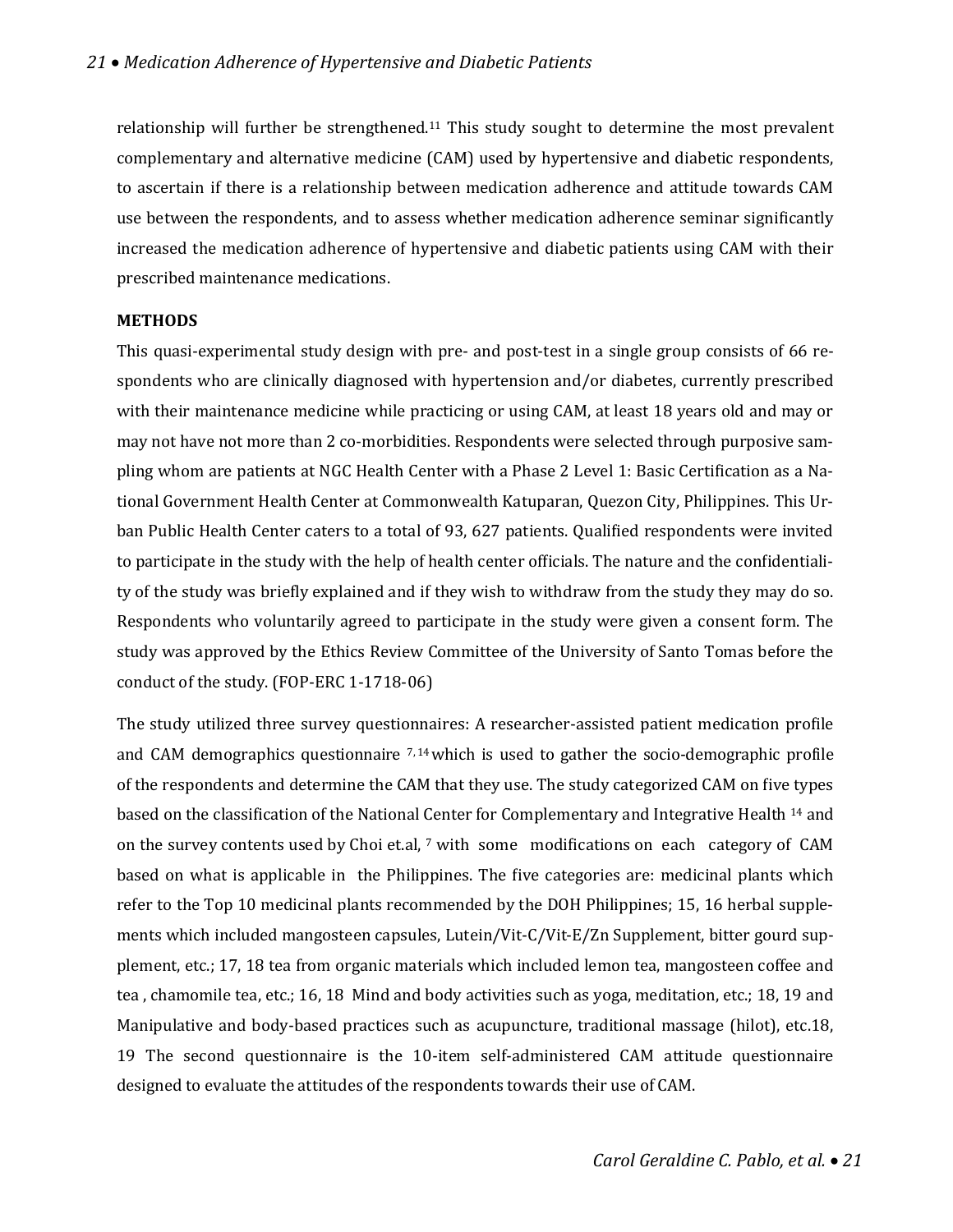relationship will further be strengthened.[11] This study sought to determine the most prevalent complementary and alternative medicine (CAM) used by hypertensive and diabetic respondents, to ascertain if there is a relationship between medication adherence and attitude towards CAM use between the respondents, and to assess whether medication adherence seminar significantly increased the medication adherence of hypertensive and diabetic patients using CAM with their prescribed maintenance medications.

**METHODS**

This quasi-experimental study design with pre- and post-test in a single group consists of 66 respondents who are clinically diagnosed with hypertension and/or diabetes, currently prescribed with their maintenance medicine while practicing or using CAM, at least 18 years old and may or may not have not more than 2 co-morbidities. Respondents were selected through purposive sampling whom are patients at NGC Health Center with a Phase 2 Level 1: Basic Certification as a National Government Health Center at Commonwealth Katuparan, Quezon City, Philippines. This Urban Public Health Center caters to a total of 93, 627 patients. Qualified respondents were invited to participate in the study with the help of health center officials. The nature and the confidentiality of the study was briefly explained and if they wish to withdraw from the study they may do so. Respondents who voluntarily agreed to participate in the study were given a consent form. The study was approved by the Ethics Review Committee of the University of Santo Tomas before the conduct of the study. (FOP-ERC 1-1718-06)

The study utilized three survey questionnaires: A researcher-assisted patient medication profile and CAM demographics questionnaire [7, 14] which is used to gather the socio-demographic profile of the respondents and determine the CAM that they use. The study categorized CAM on five types based on the classification of the National Center for Complementary and Integrative Health [14] and on the survey contents used by Choi et.al, [7] with some modifications on each category of CAM based on what is applicable in the Philippines. The five categories are: medicinal plants which refer to the Top 10 medicinal plants recommended by the DOH Philippines; 15, 16 herbal supplements which included mangosteen capsules, Lutein/Vit-C/Vit-E/Zn Supplement, bitter gourd supplement, etc.; 17, 18 tea from organic materials which included lemon tea, mangosteen coffee and tea , chamomile tea, etc.; 16, 18 Mind and body activities such as yoga, meditation, etc.; 18, 19 and Manipulative and body-based practices such as acupuncture, traditional massage (hilot), etc.18, 19 The second questionnaire is the 10-item self-administered CAM attitude questionnaire designed to evaluate the attitudes of the respondents towards their use of CAM.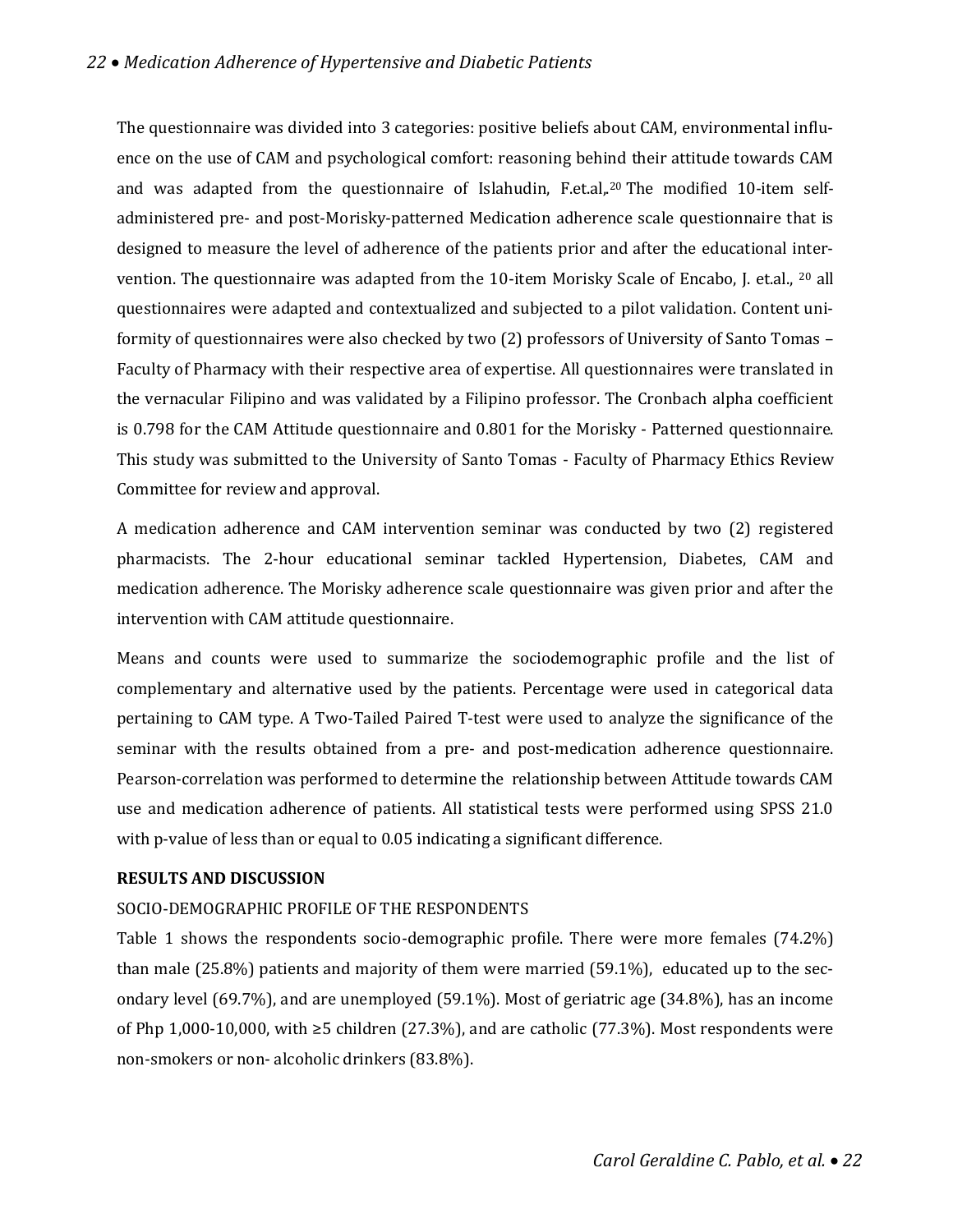The questionnaire was divided into 3 categories: positive beliefs about CAM, environmental influence on the use of CAM and psychological comfort: reasoning behind their attitude towards CAM and was adapted from the questionnaire of Islahudin, F.et.al,.[20] The modified 10-item self-administered pre- and post-Morisky-patterned Medication adherence scale questionnaire that is designed to measure the level of adherence of the patients prior and after the educational intervention. The questionnaire was adapted from the 10-item Morisky Scale of Encabo, J. et.al., [20] all questionnaires were adapted and contextualized and subjected to a pilot validation. Content uniformity of questionnaires were also checked by two (2) professors of University of Santo Tomas – Faculty of Pharmacy with their respective area of expertise. All questionnaires were translated in the vernacular Filipino and was validated by a Filipino professor. The Cronbach alpha coefficient is 0.798 for the CAM Attitude questionnaire and 0.801 for the Morisky - Patterned questionnaire. This study was submitted to the University of Santo Tomas - Faculty of Pharmacy Ethics Review Committee for review and approval.

A medication adherence and CAM intervention seminar was conducted by two (2) registered pharmacists. The 2-hour educational seminar tackled Hypertension, Diabetes, CAM and medication adherence. The Morisky adherence scale questionnaire was given prior and after the intervention with CAM attitude questionnaire.

Means and counts were used to summarize the sociodemographic profile and the list of complementary and alternative used by the patients. Percentage were used in categorical data pertaining to CAM type. A Two-Tailed Paired T-test were used to analyze the significance of the seminar with the results obtained from a pre- and post-medication adherence questionnaire. Pearson-correlation was performed to determine the relationship between Attitude towards CAM use and medication adherence of patients. All statistical tests were performed using SPSS 21.0 with p-value of less than or equal to 0.05 indicating a significant difference.

**RESULTS AND DISCUSSION**

SOCIO-DEMOGRAPHIC PROFILE OF THE RESPONDENTS

Table 1 shows the respondents socio-demographic profile. There were more females (74.2%) than male (25.8%) patients and majority of them were married (59.1%), educated up to the secondary level (69.7%), and are unemployed (59.1%). Most of geriatric age (34.8%), has an income of Php 1,000-10,000, with ≥5 children (27.3%), and are catholic (77.3%). Most respondents were non-smokers or non- alcoholic drinkers (83.8%).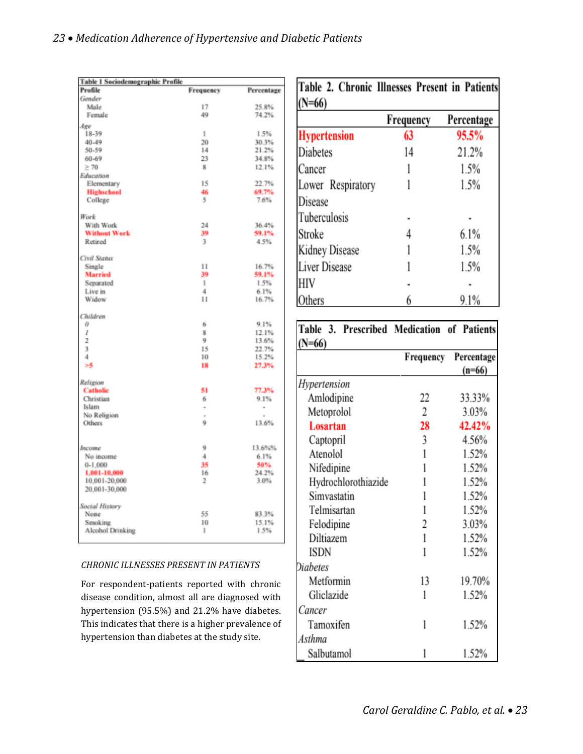**Table 1 Sociodemographic Profile**

| Profile | Frequency | Percentage |
|---|---|---|
| *Gender* | | |
| Male | 17 | 25.8% |
| Female | 49 | 74.2% |
| *Age* | | |
| 18-39 | 1 | 1.5% |
| 40-49 | 20 | 30.3% |
| 50-59 | 14 | 21.2% |
| 60-69 | 23 | 34.8% |
| ≥ 70 | 8 | 12.1% |
| *Education* | | |
| Elementary | 15 | 22.7% |
| Highschool | 46 | 69.7% |
| College | 5 | 7.6% |
| *Work* | | |
| With Work | 24 | 36.4% |
| Without Work | 39 | 59.1% |
| Retired | 3 | 4.5% |
| *Civil Status* | | |
| Single | 11 | 16.7% |
| Married | 39 | 59.1% |
| Separated | 1 | 1.5% |
| Live in | 4 | 6.1% |
| Widow | 11 | 16.7% |
| *Children* | | |
| *0* | 6 | 9.1% |
| *1* | 8 | 12.1% |
| 2 | 9 | 13.6% |
| 3 | 15 | 22.7% |
| 4 | 10 | 15.2% |
| >5 | 18 | 27.3% |
| *Religion* | | |
| Catholic | 51 | 77.3% |
| Christian | 6 | 9.1% |
| Islam | - | - |
| No Religion | - | - |
| Others | 9 | 13.6% |
| *Income* | 9 | 13.6%% |
| No income | 4 | 6.1% |
| 0-1,000 | 35 | 50% |
| 1,001-10,000 | 16 | 24.2% |
| 10,001-20,000 | 2 | 3.0% |
| 20,001-30,000 | | |
| *Social History* | | |
| None | 55 | 83.3% |
| Smoking | 10 | 15.1% |
| Alcohol Drinking | 1 | 1.5% |

### CHRONIC ILLNESSES PRESENT IN PATIENTS

For respondent-patients reported with chronic disease condition, almost all are diagnosed with hypertension (95.5%) and 21.2% have diabetes. This indicates that there is a higher prevalence of hypertension than diabetes at the study site.

**Table 2. Chronic Illnesses Present in Patients (N=66)**

| | Frequency | Percentage |
|---|---|---|
| Hypertension | 63 | 95.5% |
| Diabetes | 14 | 21.2% |
| Cancer | 1 | 1.5% |
| Lower Respiratory Disease | 1 | 1.5% |
| Tuberculosis | - | - |
| Stroke | 4 | 6.1% |
| Kidney Disease | 1 | 1.5% |
| Liver Disease | 1 | 1.5% |
| HIV | - | - |
| Others | 6 | 9.1% |

**Table 3. Prescribed Medication of Patients (N=66)**

| | Frequency | Percentage (n=66) |
|---|---|---|
| *Hypertension* | | |
| Amlodipine | 22 | 33.33% |
| Metoprolol | 2 | 3.03% |
| Losartan | 28 | 42.42% |
| Captopril | 3 | 4.56% |
| Atenolol | 1 | 1.52% |
| Nifedipine | 1 | 1.52% |
| Hydrochlorothiazide | 1 | 1.52% |
| Simvastatin | 1 | 1.52% |
| Telmisartan | 1 | 1.52% |
| Felodipine | 2 | 3.03% |
| Diltiazem | 1 | 1.52% |
| ISDN | 1 | 1.52% |
| *Diabetes* | | |
| Metformin | 13 | 19.70% |
| Gliclazide | 1 | 1.52% |
| *Cancer* | | |
| Tamoxifen | 1 | 1.52% |
| *Asthma* | | |
| Salbutamol | 1 | 1.52% |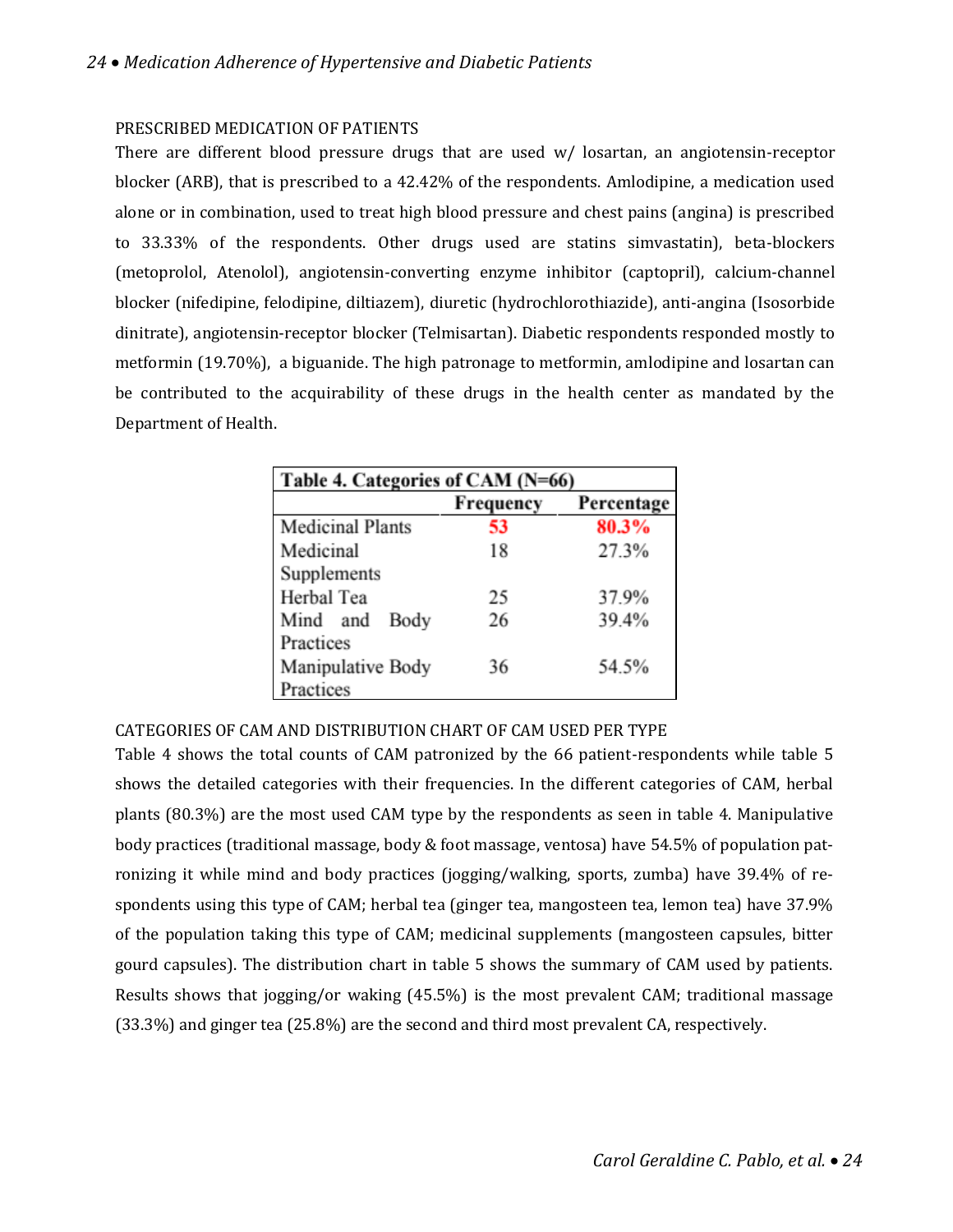PRESCRIBED MEDICATION OF PATIENTS

There are different blood pressure drugs that are used w/ losartan, an angiotensin-receptor blocker (ARB), that is prescribed to a 42.42% of the respondents. Amlodipine, a medication used alone or in combination, used to treat high blood pressure and chest pains (angina) is prescribed to 33.33% of the respondents. Other drugs used are statins simvastatin), beta-blockers (metoprolol, Atenolol), angiotensin-converting enzyme inhibitor (captopril), calcium-channel blocker (nifedipine, felodipine, diltiazem), diuretic (hydrochlorothiazide), anti-angina (Isosorbide dinitrate), angiotensin-receptor blocker (Telmisartan). Diabetic respondents responded mostly to metformin (19.70%), a biguanide. The high patronage to metformin, amlodipine and losartan can be contributed to the acquirability of these drugs in the health center as mandated by the Department of Health.

**Table 4. Categories of CAM (N=66)**

| | Frequency | Percentage |
|---|---|---|
| Medicinal Plants | 53 | 80.3% |
| Medicinal Supplements | 18 | 27.3% |
| Herbal Tea | 25 | 37.9% |
| Mind and Body Practices | 26 | 39.4% |
| Manipulative Body Practices | 36 | 54.5% |

CATEGORIES OF CAM AND DISTRIBUTION CHART OF CAM USED PER TYPE

Table 4 shows the total counts of CAM patronized by the 66 patient-respondents while table 5 shows the detailed categories with their frequencies. In the different categories of CAM, herbal plants (80.3%) are the most used CAM type by the respondents as seen in table 4. Manipulative body practices (traditional massage, body & foot massage, ventosa) have 54.5% of population patronizing it while mind and body practices (jogging/walking, sports, zumba) have 39.4% of respondents using this type of CAM; herbal tea (ginger tea, mangosteen tea, lemon tea) have 37.9% of the population taking this type of CAM; medicinal supplements (mangosteen capsules, bitter gourd capsules). The distribution chart in table 5 shows the summary of CAM used by patients. Results shows that jogging/or waking (45.5%) is the most prevalent CAM; traditional massage (33.3%) and ginger tea (25.8%) are the second and third most prevalent CA, respectively.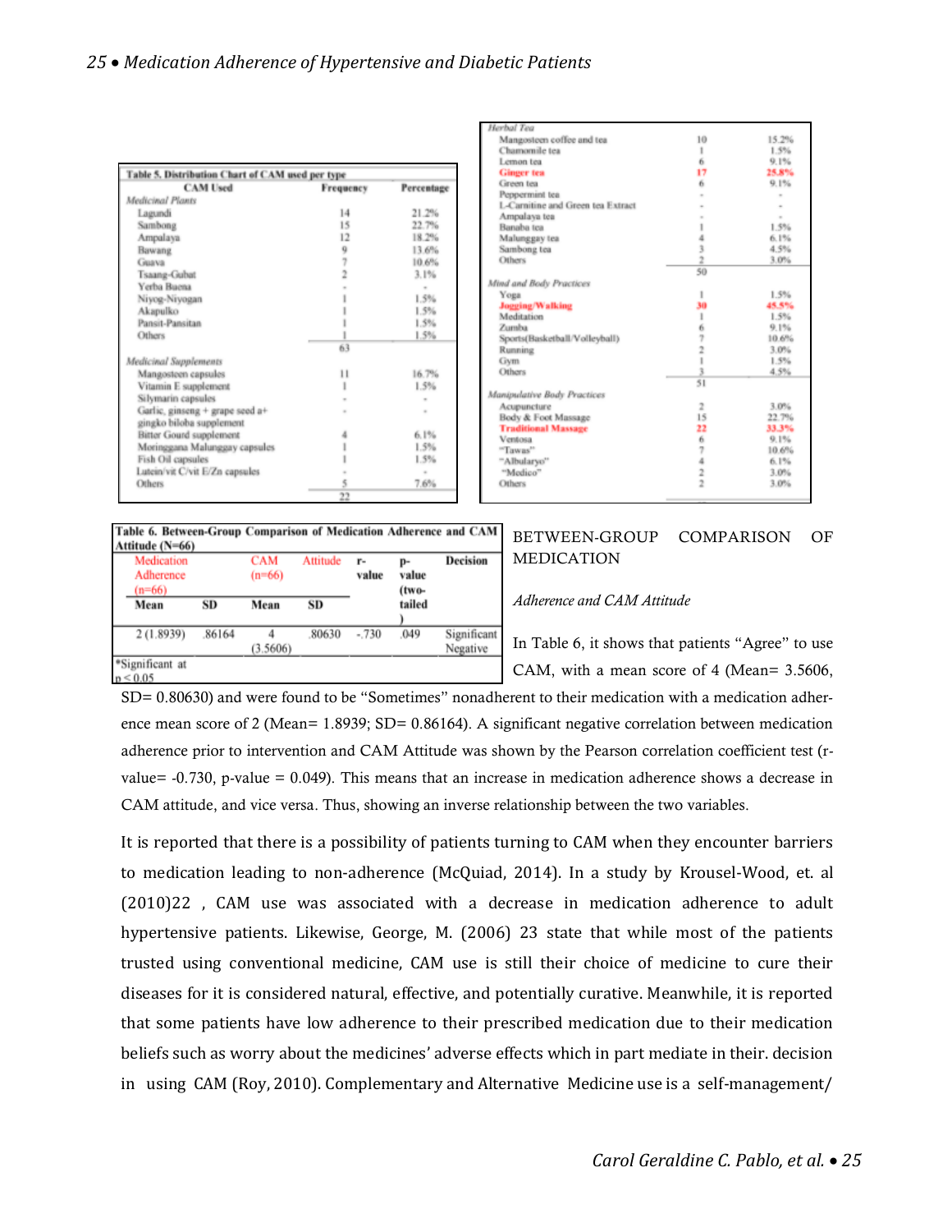**Table 5. Distribution Chart of CAM used per type**

| CAM Used | Frequency | Percentage |
|---|---|---|
| *Medicinal Plants* | | |
| Lagundi | 14 | 21.2% |
| Sambong | 15 | 22.7% |
| Ampalaya | 12 | 18.2% |
| Bawang | 9 | 13.6% |
| Guava | 7 | 10.6% |
| Tsaang-Gubat | 2 | 3.1% |
| Yerba Buena | - | - |
| Niyog-Niyogan | 1 | 1.5% |
| Akapulko | 1 | 1.5% |
| Pansit-Pansitan | 1 | 1.5% |
| Others | 1 | 1.5% |
| | 63 | |
| *Medicinal Supplements* | | |
| Mangosteen capsules | 11 | 16.7% |
| Vitamin E supplement | 1 | 1.5% |
| Silymarin capsules | - | - |
| Garlic, ginseng + grape seed a+ gingko biloba supplement | - | - |
| Bitter Gourd supplement | 4 | 6.1% |
| Moringgana Malunggay capsules | 1 | 1.5% |
| Fish Oil capsules | 1 | 1.5% |
| Lutein/vit C/vit E/Zn capsules | - | - |
| Others | 5 | 7.6% |
| | 22 | |
| *Herbal Tea* | | |
| Mangosteen coffee and tea | 10 | 15.2% |
| Chamomile tea | 1 | 1.5% |
| Lemon tea | 6 | 9.1% |
| Ginger tea | 17 | 25.8% |
| Green tea | 6 | 9.1% |
| Peppermint tea | - | - |
| L-Carnitine and Green tea Extract | - | - |
| Ampalaya tea | - | - |
| Banaba tea | 1 | 1.5% |
| Malunggay tea | 4 | 6.1% |
| Sambong tea | 3 | 4.5% |
| Others | 2 | 3.0% |
| | 50 | |
| *Mind and Body Practices* | | |
| Yoga | 1 | 1.5% |
| Jogging/Walking | 30 | 45.5% |
| Meditation | 1 | 1.5% |
| Zumba | 6 | 9.1% |
| Sports(Basketball/Volleyball) | 7 | 10.6% |
| Running | 2 | 3.0% |
| Gym | 1 | 1.5% |
| Others | 3 | 4.5% |
| | 51 | |
| *Manipulative Body Practices* | | |
| Acupuncture | 2 | 3.0% |
| Body & Foot Massage | 15 | 22.7% |
| Traditional Massage | 22 | 33.3% |
| Ventosa | 6 | 9.1% |
| "Tawas" | 7 | 10.6% |
| "Albularyo" | 4 | 6.1% |
| "Medico" | 2 | 3.0% |
| Others | 2 | 3.0% |

**Table 6. Between-Group Comparison of Medication Adherence and CAM Attitude (N=66)**

| Medication Adherence (n=66) | | CAM Attitude (n=66) | | r-value | p-value (two-tailed) | Decision |
|---|---|---|---|---|---|---|
| Mean | SD | Mean | SD | | | |
| 2 (1.8939) | .86164 | 4 (3.5606) | .80630 | -.730 | .049 | Significant Negative |

*Significant at p < 0.05

## BETWEEN-GROUP COMPARISON OF MEDICATION

*Adherence and CAM Attitude*

In Table 6, it shows that patients "Agree" to use CAM, with a mean score of 4 (Mean= 3.5606, SD= 0.80630) and were found to be "Sometimes" nonadherent to their medication with a medication adherence mean score of 2 (Mean= 1.8939; SD= 0.86164). A significant negative correlation between medication adherence prior to intervention and CAM Attitude was shown by the Pearson correlation coefficient test (r-value= -0.730, p-value = 0.049). This means that an increase in medication adherence shows a decrease in CAM attitude, and vice versa. Thus, showing an inverse relationship between the two variables.

It is reported that there is a possibility of patients turning to CAM when they encounter barriers to medication leading to non-adherence (McQuiad, 2014). In a study by Krousel-Wood, et. al (2010)22 , CAM use was associated with a decrease in medication adherence to adult hypertensive patients. Likewise, George, M. (2006) 23 state that while most of the patients trusted using conventional medicine, CAM use is still their choice of medicine to cure their diseases for it is considered natural, effective, and potentially curative. Meanwhile, it is reported that some patients have low adherence to their prescribed medication due to their medication beliefs such as worry about the medicines' adverse effects which in part mediate in their. decision in using CAM (Roy, 2010). Complementary and Alternative Medicine use is a self-management/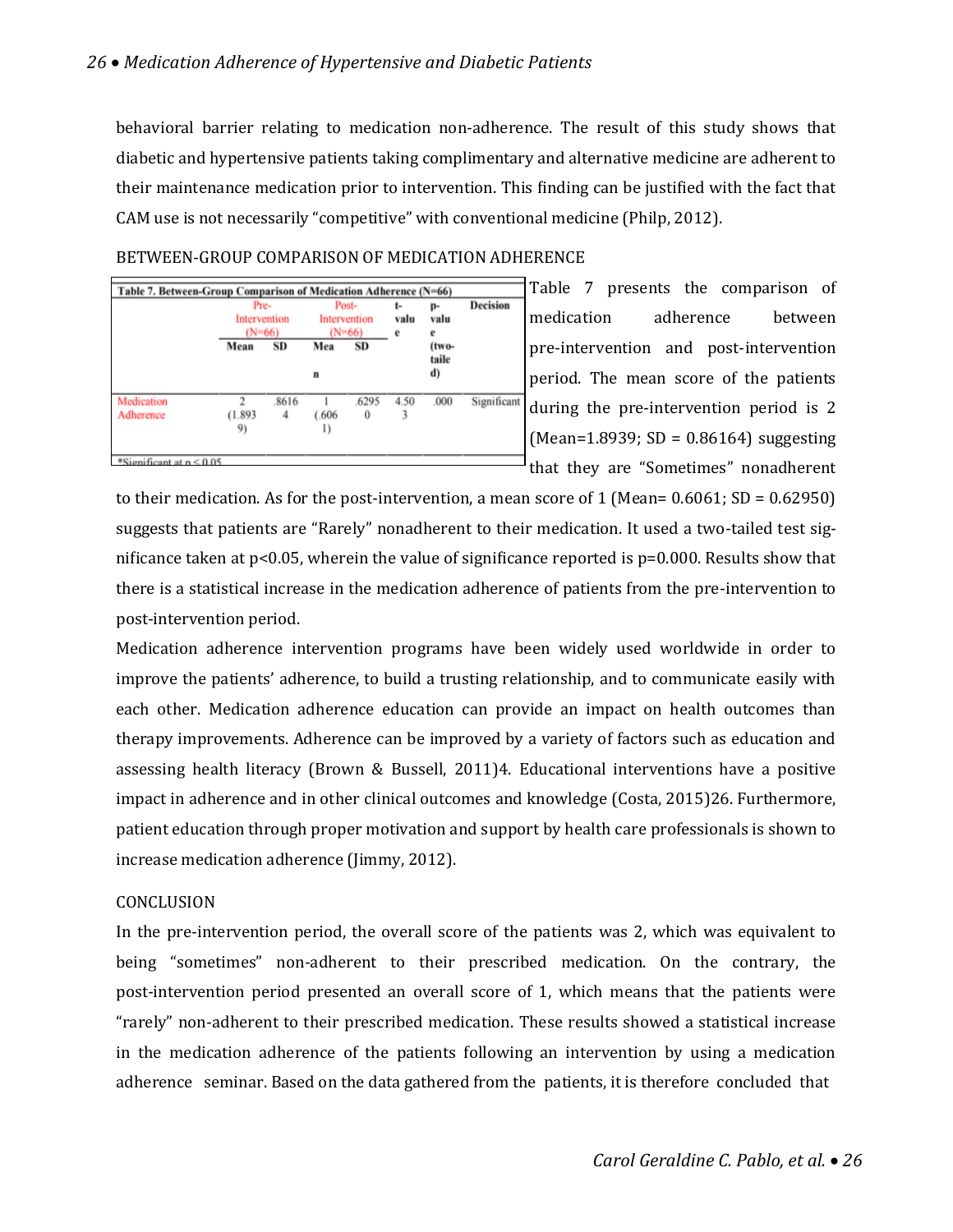behavioral barrier relating to medication non-adherence. The result of this study shows that diabetic and hypertensive patients taking complimentary and alternative medicine are adherent to their maintenance medication prior to intervention. This finding can be justified with the fact that CAM use is not necessarily "competitive" with conventional medicine (Philp, 2012).

BETWEEN-GROUP COMPARISON OF MEDICATION ADHERENCE

**Table 7. Between-Group Comparison of Medication Adherence (N=66)**

| | Pre-Intervention (N=66) | | Post-Intervention (N=66) | | t-value | p-value (two-tailed) | Decision |
|---|---|---|---|---|---|---|---|
| | Mean | SD | Mean | SD | | | |
| Medication Adherence | 2 (1.8939) | .86164 | 1 (.6061) | .62950 | 4.503 | .000 | Significant |

*Significant at p < 0.05

Table 7 presents the comparison of medication adherence between pre-intervention and post-intervention period. The mean score of the patients during the pre-intervention period is 2 (Mean=1.8939; SD = 0.86164) suggesting that they are "Sometimes" nonadherent to their medication. As for the post-intervention, a mean score of 1 (Mean= 0.6061; SD = 0.62950) suggests that patients are "Rarely" nonadherent to their medication. It used a two-tailed test significance taken at p<0.05, wherein the value of significance reported is p=0.000. Results show that there is a statistical increase in the medication adherence of patients from the pre-intervention to post-intervention period.

Medication adherence intervention programs have been widely used worldwide in order to improve the patients' adherence, to build a trusting relationship, and to communicate easily with each other. Medication adherence education can provide an impact on health outcomes than therapy improvements. Adherence can be improved by a variety of factors such as education and assessing health literacy (Brown & Bussell, 2011)4. Educational interventions have a positive impact in adherence and in other clinical outcomes and knowledge (Costa, 2015)26. Furthermore, patient education through proper motivation and support by health care professionals is shown to increase medication adherence (Jimmy, 2012).

CONCLUSION

In the pre-intervention period, the overall score of the patients was 2, which was equivalent to being "sometimes" non-adherent to their prescribed medication. On the contrary, the post-intervention period presented an overall score of 1, which means that the patients were "rarely" non-adherent to their prescribed medication. These results showed a statistical increase in the medication adherence of the patients following an intervention by using a medication adherence seminar. Based on the data gathered from the patients, it is therefore concluded that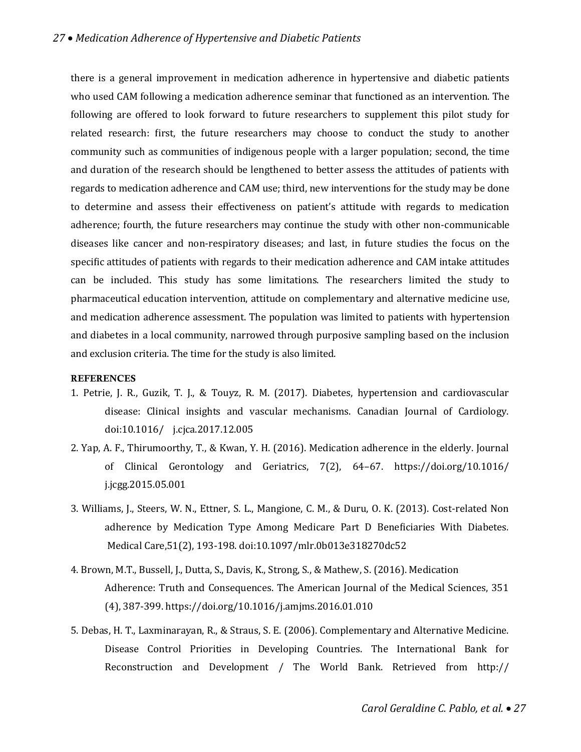there is a general improvement in medication adherence in hypertensive and diabetic patients who used CAM following a medication adherence seminar that functioned as an intervention. The following are offered to look forward to future researchers to supplement this pilot study for related research: first, the future researchers may choose to conduct the study to another community such as communities of indigenous people with a larger population; second, the time and duration of the research should be lengthened to better assess the attitudes of patients with regards to medication adherence and CAM use; third, new interventions for the study may be done to determine and assess their effectiveness on patient's attitude with regards to medication adherence; fourth, the future researchers may continue the study with other non-communicable diseases like cancer and non-respiratory diseases; and last, in future studies the focus on the specific attitudes of patients with regards to their medication adherence and CAM intake attitudes can be included. This study has some limitations. The researchers limited the study to pharmaceutical education intervention, attitude on complementary and alternative medicine use, and medication adherence assessment. The population was limited to patients with hypertension and diabetes in a local community, narrowed through purposive sampling based on the inclusion and exclusion criteria. The time for the study is also limited.

**REFERENCES**

1. Petrie, J. R., Guzik, T. J., & Touyz, R. M. (2017). Diabetes, hypertension and cardiovascular disease: Clinical insights and vascular mechanisms. Canadian Journal of Cardiology. doi:10.1016/ j.cjca.2017.12.005
2. Yap, A. F., Thirumoorthy, T., & Kwan, Y. H. (2016). Medication adherence in the elderly. Journal of Clinical Gerontology and Geriatrics, 7(2), 64–67. https://doi.org/10.1016/ j.jcgg.2015.05.001
3. Williams, J., Steers, W. N., Ettner, S. L., Mangione, C. M., & Duru, O. K. (2013). Cost-related Non adherence by Medication Type Among Medicare Part D Beneficiaries With Diabetes. Medical Care,51(2), 193-198. doi:10.1097/mlr.0b013e318270dc52
4. Brown, M.T., Bussell, J., Dutta, S., Davis, K., Strong, S., & Mathew, S. (2016). Medication Adherence: Truth and Consequences. The American Journal of the Medical Sciences, 351 (4), 387-399. https://doi.org/10.1016/j.amjms.2016.01.010
5. Debas, H. T., Laxminarayan, R., & Straus, S. E. (2006). Complementary and Alternative Medicine. Disease Control Priorities in Developing Countries. The International Bank for Reconstruction and Development / The World Bank. Retrieved from http://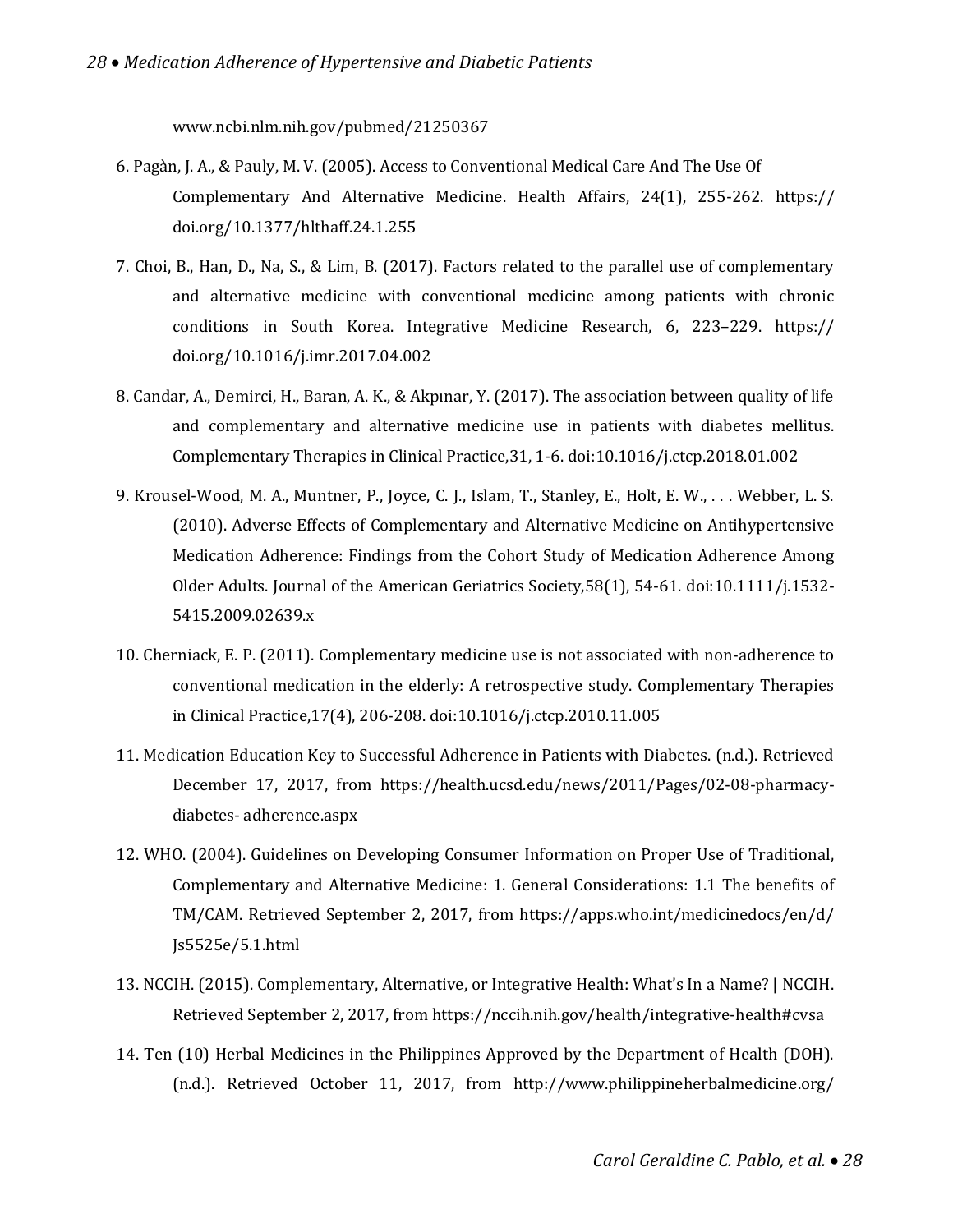www.ncbi.nlm.nih.gov/pubmed/21250367

6. Pagàn, J. A., & Pauly, M. V. (2005). Access to Conventional Medical Care And The Use Of Complementary And Alternative Medicine. Health Affairs, 24(1), 255-262. https://doi.org/10.1377/hlthaff.24.1.255

7. Choi, B., Han, D., Na, S., & Lim, B. (2017). Factors related to the parallel use of complementary and alternative medicine with conventional medicine among patients with chronic conditions in South Korea. Integrative Medicine Research, 6, 223–229. https://doi.org/10.1016/j.imr.2017.04.002

8. Candar, A., Demirci, H., Baran, A. K., & Akpınar, Y. (2017). The association between quality of life and complementary and alternative medicine use in patients with diabetes mellitus. Complementary Therapies in Clinical Practice,31, 1-6. doi:10.1016/j.ctcp.2018.01.002

9. Krousel-Wood, M. A., Muntner, P., Joyce, C. J., Islam, T., Stanley, E., Holt, E. W., . . . Webber, L. S. (2010). Adverse Effects of Complementary and Alternative Medicine on Antihypertensive Medication Adherence: Findings from the Cohort Study of Medication Adherence Among Older Adults. Journal of the American Geriatrics Society,58(1), 54-61. doi:10.1111/j.1532-5415.2009.02639.x

10. Cherniack, E. P. (2011). Complementary medicine use is not associated with non-adherence to conventional medication in the elderly: A retrospective study. Complementary Therapies in Clinical Practice,17(4), 206-208. doi:10.1016/j.ctcp.2010.11.005

11. Medication Education Key to Successful Adherence in Patients with Diabetes. (n.d.). Retrieved December 17, 2017, from https://health.ucsd.edu/news/2011/Pages/02-08-pharmacy-diabetes- adherence.aspx

12. WHO. (2004). Guidelines on Developing Consumer Information on Proper Use of Traditional, Complementary and Alternative Medicine: 1. General Considerations: 1.1 The benefits of TM/CAM. Retrieved September 2, 2017, from https://apps.who.int/medicinedocs/en/d/Js5525e/5.1.html

13. NCCIH. (2015). Complementary, Alternative, or Integrative Health: What's In a Name? | NCCIH. Retrieved September 2, 2017, from https://nccih.nih.gov/health/integrative-health#cvsa

14. Ten (10) Herbal Medicines in the Philippines Approved by the Department of Health (DOH). (n.d.). Retrieved October 11, 2017, from http://www.philippineherbalmedicine.org/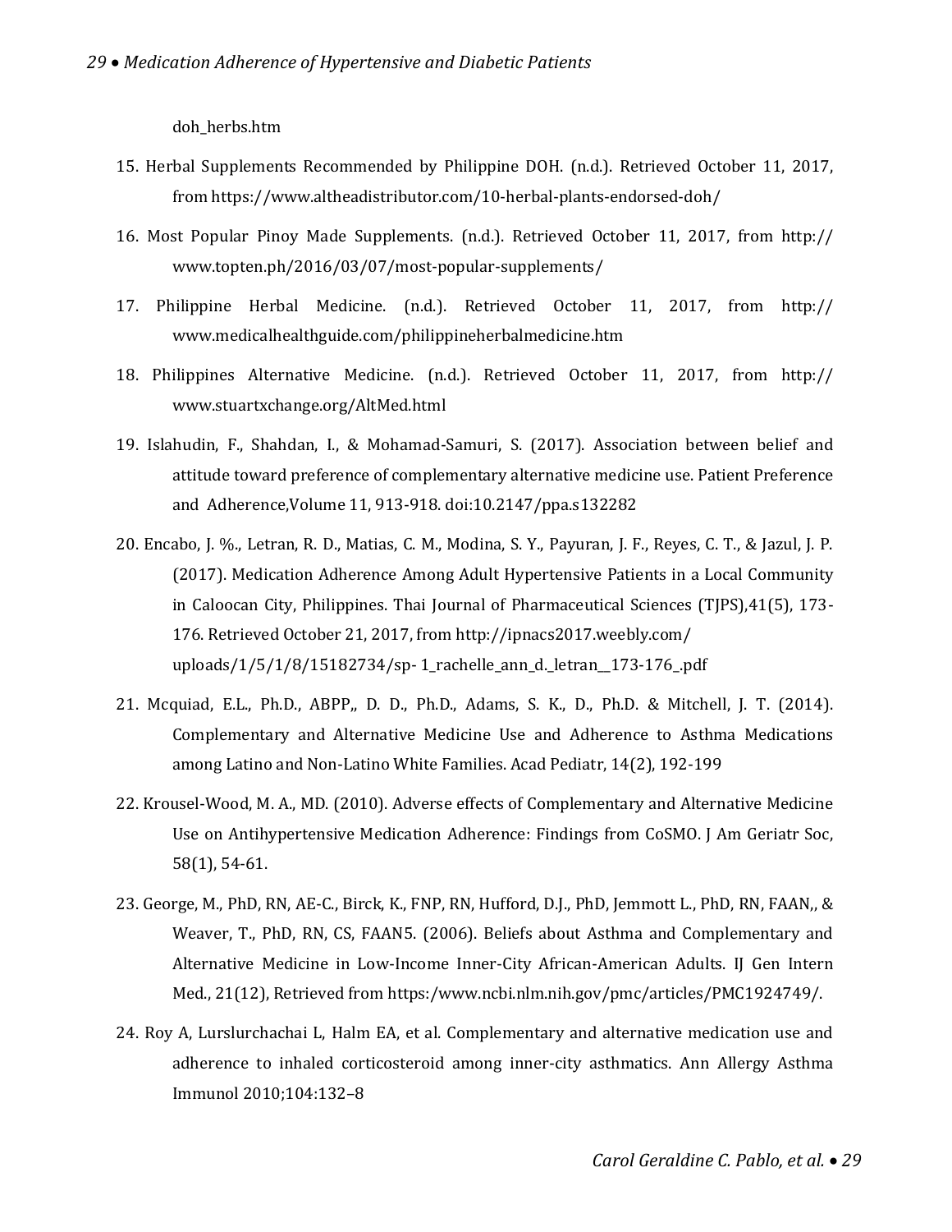doh_herbs.htm

15. Herbal Supplements Recommended by Philippine DOH. (n.d.). Retrieved October 11, 2017, from https://www.altheadistributor.com/10-herbal-plants-endorsed-doh/

16. Most Popular Pinoy Made Supplements. (n.d.). Retrieved October 11, 2017, from http://www.topten.ph/2016/03/07/most-popular-supplements/

17. Philippine Herbal Medicine. (n.d.). Retrieved October 11, 2017, from http://www.medicalhealthguide.com/philippineherbalmedicine.htm

18. Philippines Alternative Medicine. (n.d.). Retrieved October 11, 2017, from http://www.stuartxchange.org/AltMed.html

19. Islahudin, F., Shahdan, I., & Mohamad-Samuri, S. (2017). Association between belief and attitude toward preference of complementary alternative medicine use. Patient Preference and Adherence,Volume 11, 913-918. doi:10.2147/ppa.s132282

20. Encabo, J. %., Letran, R. D., Matias, C. M., Modina, S. Y., Payuran, J. F., Reyes, C. T., & Jazul, J. P. (2017). Medication Adherence Among Adult Hypertensive Patients in a Local Community in Caloocan City, Philippines. Thai Journal of Pharmaceutical Sciences (TJPS),41(5), 173-176. Retrieved October 21, 2017, from http://ipnacs2017.weebly.com/uploads/1/5/1/8/15182734/sp- 1_rachelle_ann_d._letran__173-176_.pdf

21. Mcquiad, E.L., Ph.D., ABPP,, D. D., Ph.D., Adams, S. K., D., Ph.D. & Mitchell, J. T. (2014). Complementary and Alternative Medicine Use and Adherence to Asthma Medications among Latino and Non-Latino White Families. Acad Pediatr, 14(2), 192-199

22. Krousel-Wood, M. A., MD. (2010). Adverse effects of Complementary and Alternative Medicine Use on Antihypertensive Medication Adherence: Findings from CoSMO. J Am Geriatr Soc, 58(1), 54-61.

23. George, M., PhD, RN, AE-C., Birck, K., FNP, RN, Hufford, D.J., PhD, Jemmott L., PhD, RN, FAAN,, & Weaver, T., PhD, RN, CS, FAAN5. (2006). Beliefs about Asthma and Complementary and Alternative Medicine in Low-Income Inner-City African-American Adults. IJ Gen Intern Med., 21(12), Retrieved from https:/www.ncbi.nlm.nih.gov/pmc/articles/PMC1924749/.

24. Roy A, Lurslurchachai L, Halm EA, et al. Complementary and alternative medication use and adherence to inhaled corticosteroid among inner-city asthmatics. Ann Allergy Asthma Immunol 2010;104:132–8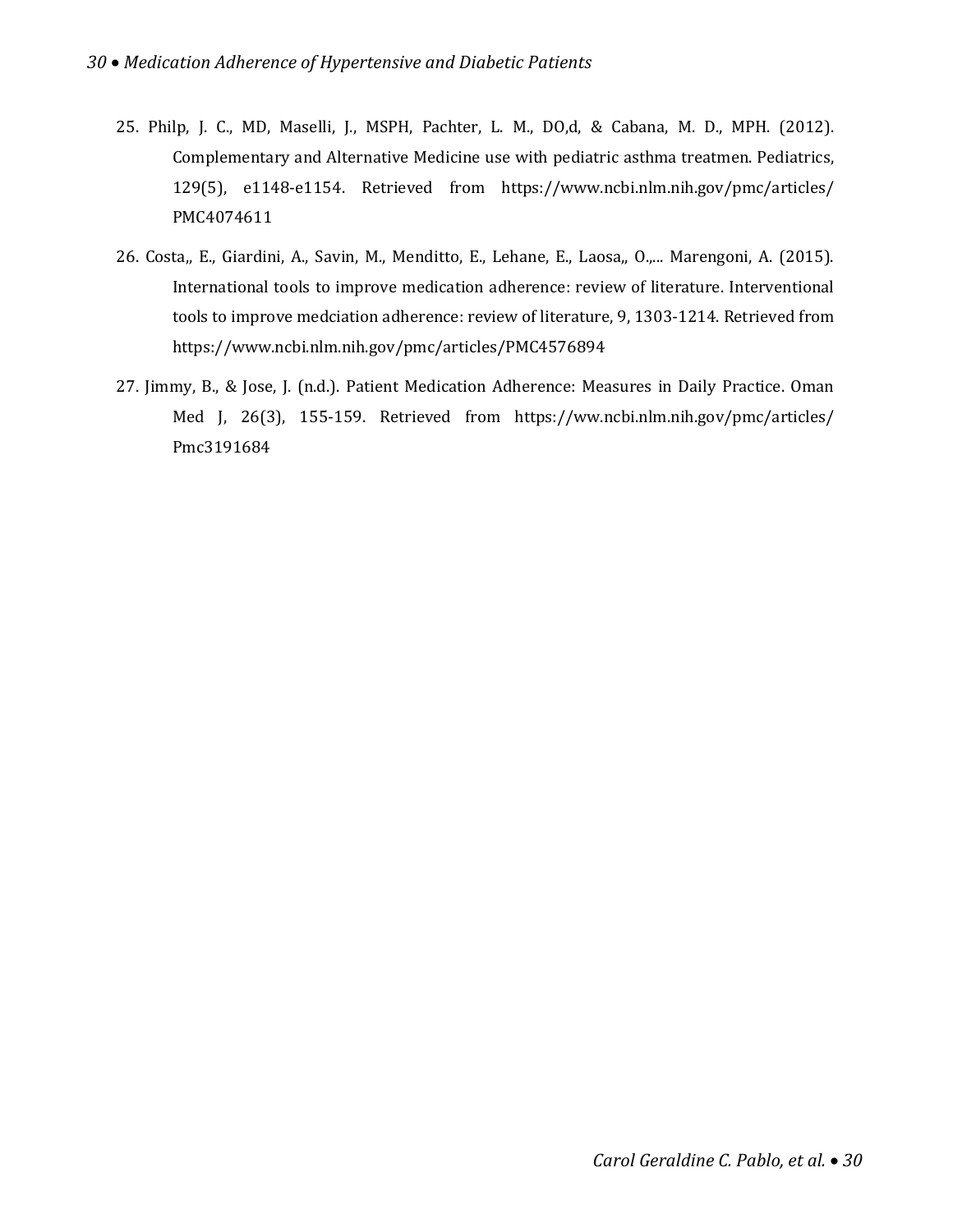25. Philp, J. C., MD, Maselli, J., MSPH, Pachter, L. M., DO,d, & Cabana, M. D., MPH. (2012). Complementary and Alternative Medicine use with pediatric asthma treatmen. Pediatrics, 129(5), e1148-e1154. Retrieved from https://www.ncbi.nlm.nih.gov/pmc/articles/PMC4074611

26. Costa,, E., Giardini, A., Savin, M., Menditto, E., Lehane, E., Laosa,, O.,... Marengoni, A. (2015). International tools to improve medication adherence: review of literature. Interventional tools to improve medciation adherence: review of literature, 9, 1303-1214. Retrieved from https://www.ncbi.nlm.nih.gov/pmc/articles/PMC4576894

27. Jimmy, B., & Jose, J. (n.d.). Patient Medication Adherence: Measures in Daily Practice. Oman Med J, 26(3), 155-159. Retrieved from https://ww.ncbi.nlm.nih.gov/pmc/articles/Pmc3191684